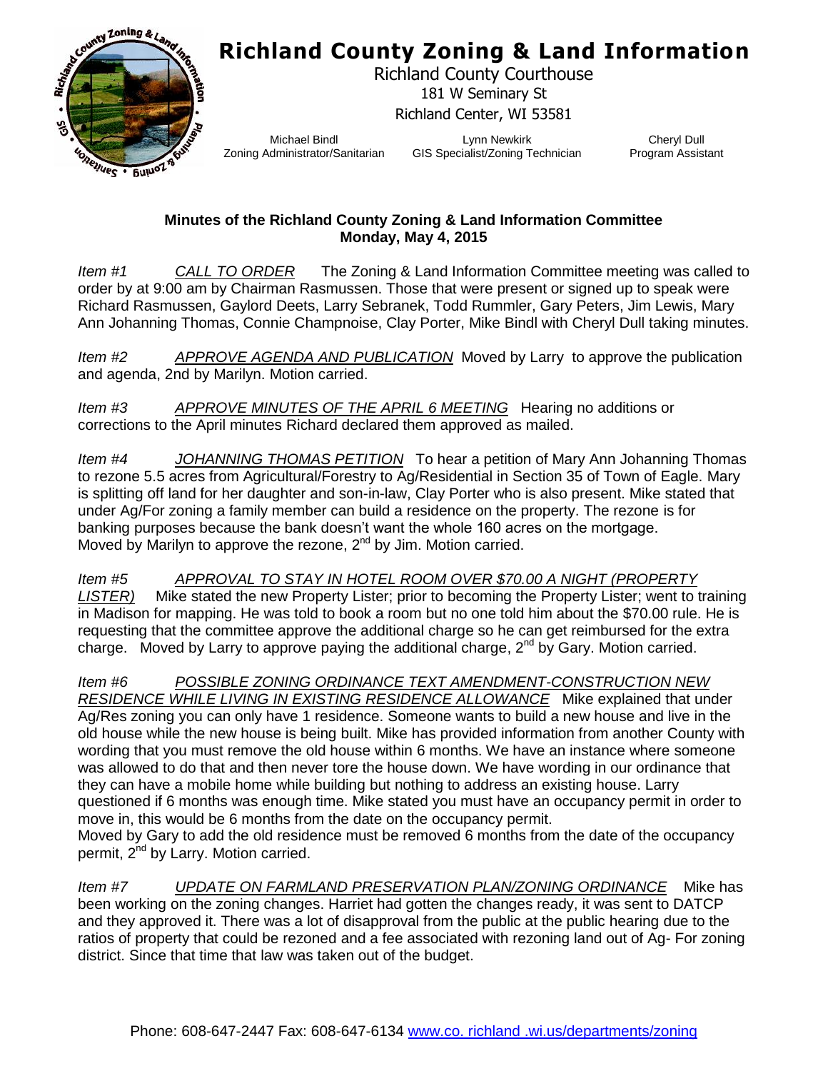# Richland County Zoning & Land Information

Richland County Courthouse
181 W Seminary St
Richland Center, WI 53581

Michael Bindl
Zoning Administrator/Sanitarian

Lynn Newkirk
GIS Specialist/Zoning Technician

Cheryl Dull
Program Assistant

**Minutes of the Richland County Zoning & Land Information Committee**
**Monday, May 4, 2015**

*Item #1* *CALL TO ORDER* The Zoning & Land Information Committee meeting was called to order by at 9:00 am by Chairman Rasmussen. Those that were present or signed up to speak were Richard Rasmussen, Gaylord Deets, Larry Sebranek, Todd Rummler, Gary Peters, Jim Lewis, Mary Ann Johanning Thomas, Connie Champnoise, Clay Porter, Mike Bindl with Cheryl Dull taking minutes.

*Item #2* *APPROVE AGENDA AND PUBLICATION* Moved by Larry to approve the publication and agenda, 2nd by Marilyn. Motion carried.

*Item #3* *APPROVE MINUTES OF THE APRIL 6 MEETING* Hearing no additions or corrections to the April minutes Richard declared them approved as mailed.

*Item #4* *JOHANNING THOMAS PETITION* To hear a petition of Mary Ann Johanning Thomas to rezone 5.5 acres from Agricultural/Forestry to Ag/Residential in Section 35 of Town of Eagle. Mary is splitting off land for her daughter and son-in-law, Clay Porter who is also present. Mike stated that under Ag/For zoning a family member can build a residence on the property. The rezone is for banking purposes because the bank doesn't want the whole 160 acres on the mortgage. Moved by Marilyn to approve the rezone, 2nd by Jim. Motion carried.

*Item #5* *APPROVAL TO STAY IN HOTEL ROOM OVER $70.00 A NIGHT (PROPERTY LISTER)* Mike stated the new Property Lister; prior to becoming the Property Lister; went to training in Madison for mapping. He was told to book a room but no one told him about the $70.00 rule. He is requesting that the committee approve the additional charge so he can get reimbursed for the extra charge. Moved by Larry to approve paying the additional charge, 2nd by Gary. Motion carried.

*Item #6* *POSSIBLE ZONING ORDINANCE TEXT AMENDMENT-CONSTRUCTION NEW RESIDENCE WHILE LIVING IN EXISTING RESIDENCE ALLOWANCE* Mike explained that under Ag/Res zoning you can only have 1 residence. Someone wants to build a new house and live in the old house while the new house is being built. Mike has provided information from another County with wording that you must remove the old house within 6 months. We have an instance where someone was allowed to do that and then never tore the house down. We have wording in our ordinance that they can have a mobile home while building but nothing to address an existing house. Larry questioned if 6 months was enough time. Mike stated you must have an occupancy permit in order to move in, this would be 6 months from the date on the occupancy permit.
Moved by Gary to add the old residence must be removed 6 months from the date of the occupancy permit, 2nd by Larry. Motion carried.

*Item #7* *UPDATE ON FARMLAND PRESERVATION PLAN/ZONING ORDINANCE* Mike has been working on the zoning changes. Harriet had gotten the changes ready, it was sent to DATCP and they approved it. There was a lot of disapproval from the public at the public hearing due to the ratios of property that could be rezoned and a fee associated with rezoning land out of Ag- For zoning district. Since that time that law was taken out of the budget.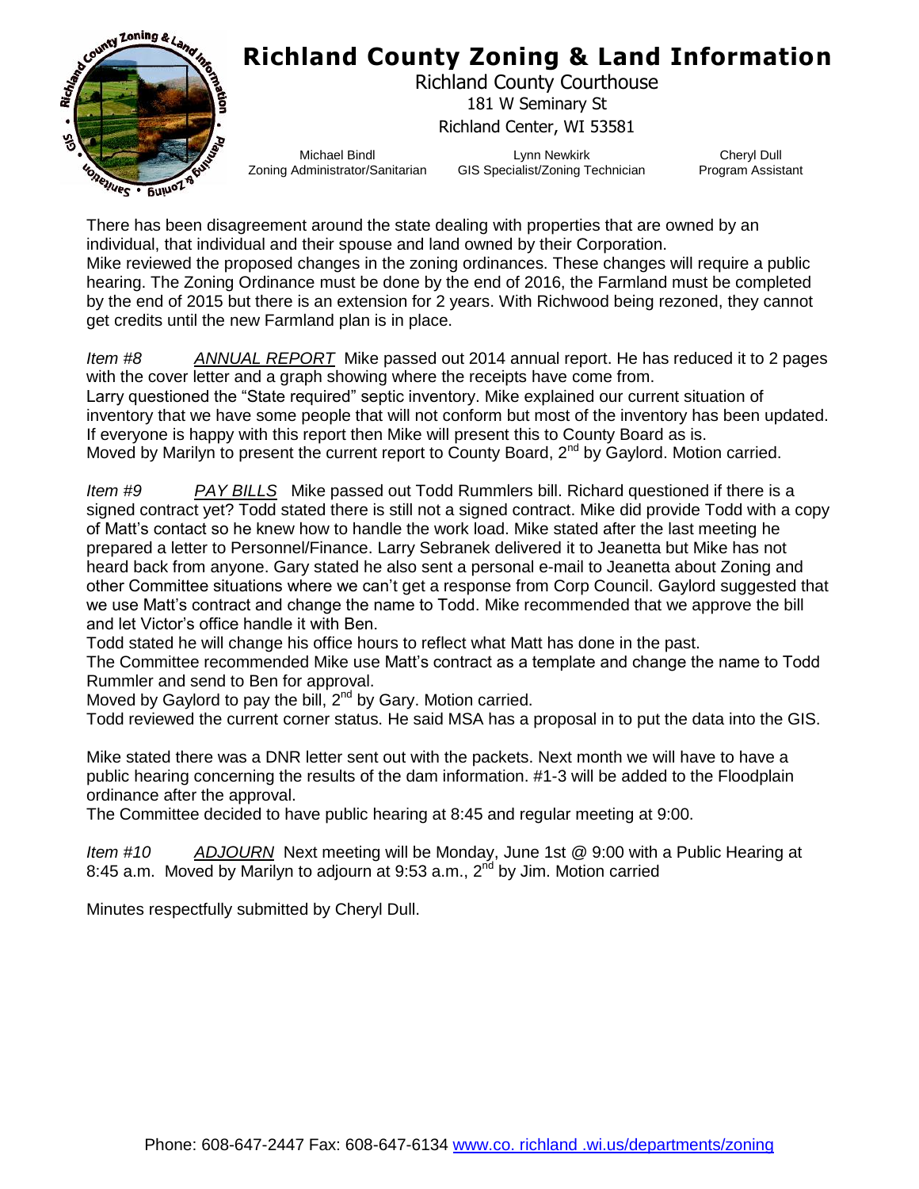# Richland County Zoning & Land Information

Richland County Courthouse
181 W Seminary St
Richland Center, WI 53581

Michael Bindl
Zoning Administrator/Sanitarian

Lynn Newkirk
GIS Specialist/Zoning Technician

Cheryl Dull
Program Assistant

There has been disagreement around the state dealing with properties that are owned by an individual, that individual and their spouse and land owned by their Corporation.
Mike reviewed the proposed changes in the zoning ordinances. These changes will require a public hearing. The Zoning Ordinance must be done by the end of 2016, the Farmland must be completed by the end of 2015 but there is an extension for 2 years. With Richwood being rezoned, they cannot get credits until the new Farmland plan is in place.

*Item #8* <u>*ANNUAL REPORT*</u> Mike passed out 2014 annual report. He has reduced it to 2 pages with the cover letter and a graph showing where the receipts have come from.
Larry questioned the "State required" septic inventory. Mike explained our current situation of inventory that we have some people that will not conform but most of the inventory has been updated. If everyone is happy with this report then Mike will present this to County Board as is.
Moved by Marilyn to present the current report to County Board, 2nd by Gaylord. Motion carried.

*Item #9* <u>*PAY BILLS*</u> Mike passed out Todd Rummlers bill. Richard questioned if there is a signed contract yet? Todd stated there is still not a signed contract. Mike did provide Todd with a copy of Matt's contact so he knew how to handle the work load. Mike stated after the last meeting he prepared a letter to Personnel/Finance. Larry Sebranek delivered it to Jeanetta but Mike has not heard back from anyone. Gary stated he also sent a personal e-mail to Jeanetta about Zoning and other Committee situations where we can't get a response from Corp Council. Gaylord suggested that we use Matt's contract and change the name to Todd. Mike recommended that we approve the bill and let Victor's office handle it with Ben.
Todd stated he will change his office hours to reflect what Matt has done in the past.
The Committee recommended Mike use Matt's contract as a template and change the name to Todd Rummler and send to Ben for approval.
Moved by Gaylord to pay the bill, 2nd by Gary. Motion carried.
Todd reviewed the current corner status. He said MSA has a proposal in to put the data into the GIS.

Mike stated there was a DNR letter sent out with the packets. Next month we will have to have a public hearing concerning the results of the dam information. #1-3 will be added to the Floodplain ordinance after the approval.
The Committee decided to have public hearing at 8:45 and regular meeting at 9:00.

*Item #10* <u>*ADJOURN*</u> Next meeting will be Monday, June 1st @ 9:00 with a Public Hearing at 8:45 a.m. Moved by Marilyn to adjourn at 9:53 a.m., 2nd by Jim. Motion carried

Minutes respectfully submitted by Cheryl Dull.

Phone: 608-647-2447 Fax: 608-647-6134 www.co. richland .wi.us/departments/zoning